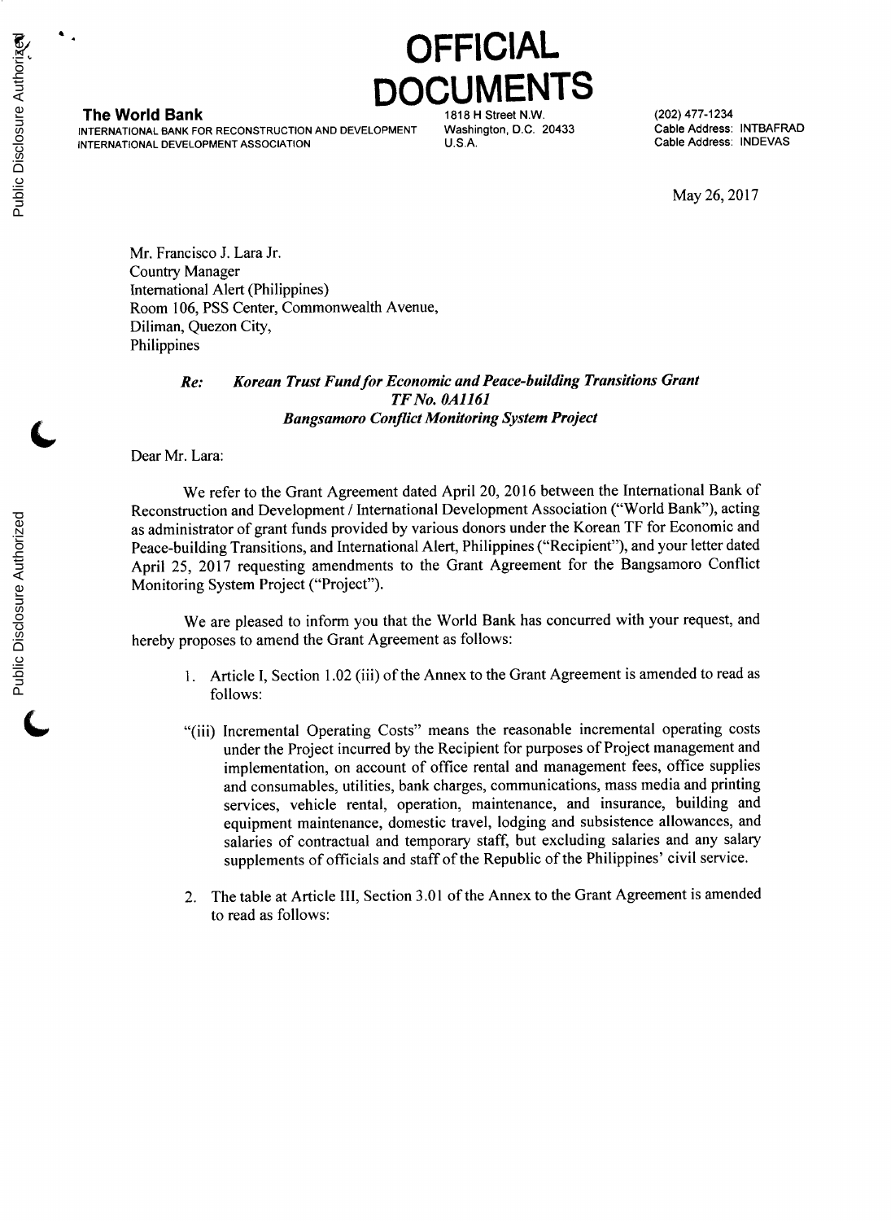# OFFICIAL DOCUMENTS

**The World Bank**
INTERNATIONAL BANK FOR RECONSTRUCTION AND DEVELOPMENT
INTERNATIONAL DEVELOPMENT ASSOCIATION

1818 H Street N.W.
Washington, D.C. 20433
U.S.A.

(202) 477-1234
Cable Address: INTBAFRAD
Cable Address: INDEVAS

May 26, 2017

Mr. Francisco J. Lara Jr.
Country Manager
International Alert (Philippines)
Room 106, PSS Center, Commonwealth Avenue,
Diliman, Quezon City,
Philippines

***Re: Korean Trust Fund for Economic and Peace-building Transitions Grant***
***TF No. 0A1161***
***Bangsamoro Conflict Monitoring System Project***

Dear Mr. Lara:

We refer to the Grant Agreement dated April 20, 2016 between the International Bank of Reconstruction and Development / International Development Association ("World Bank"), acting as administrator of grant funds provided by various donors under the Korean TF for Economic and Peace-building Transitions, and International Alert, Philippines ("Recipient"), and your letter dated April 25, 2017 requesting amendments to the Grant Agreement for the Bangsamoro Conflict Monitoring System Project ("Project").

We are pleased to inform you that the World Bank has concurred with your request, and hereby proposes to amend the Grant Agreement as follows:

1. Article I, Section 1.02 (iii) of the Annex to the Grant Agreement is amended to read as follows:

"(iii) Incremental Operating Costs" means the reasonable incremental operating costs under the Project incurred by the Recipient for purposes of Project management and implementation, on account of office rental and management fees, office supplies and consumables, utilities, bank charges, communications, mass media and printing services, vehicle rental, operation, maintenance, and insurance, building and equipment maintenance, domestic travel, lodging and subsistence allowances, and salaries of contractual and temporary staff, but excluding salaries and any salary supplements of officials and staff of the Republic of the Philippines' civil service.

2. The table at Article III, Section 3.01 of the Annex to the Grant Agreement is amended to read as follows: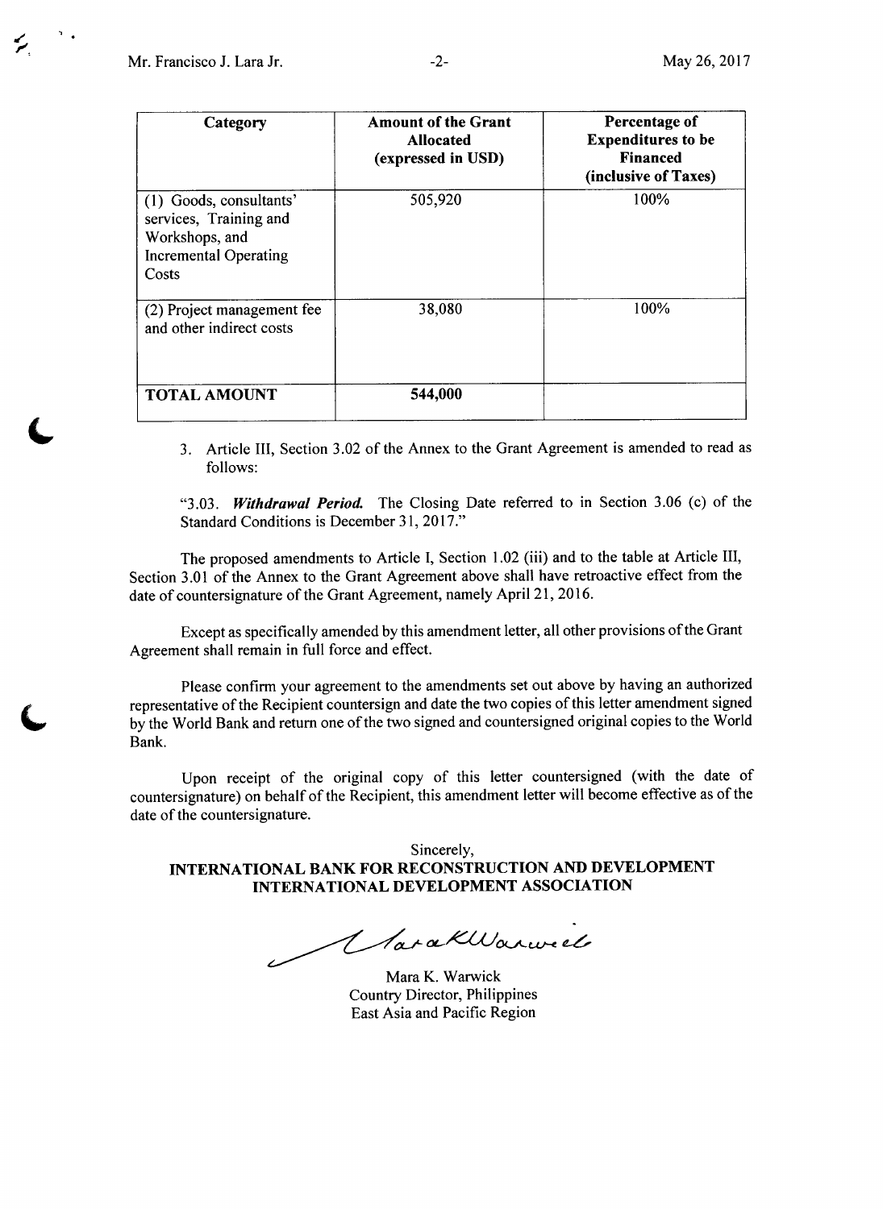| Category | Amount of the Grant Allocated (expressed in USD) | Percentage of Expenditures to be Financed (inclusive of Taxes) |
|---|---|---|
| (1) Goods, consultants' services, Training and Workshops, and Incremental Operating Costs | 505,920 | 100% |
| (2) Project management fee and other indirect costs | 38,080 | 100% |
| **TOTAL AMOUNT** | **544,000** | |

3. Article III, Section 3.02 of the Annex to the Grant Agreement is amended to read as follows:

"3.03. ***Withdrawal Period.*** The Closing Date referred to in Section 3.06 (c) of the Standard Conditions is December 31, 2017."

The proposed amendments to Article I, Section 1.02 (iii) and to the table at Article III, Section 3.01 of the Annex to the Grant Agreement above shall have retroactive effect from the date of countersignature of the Grant Agreement, namely April 21, 2016.

Except as specifically amended by this amendment letter, all other provisions of the Grant Agreement shall remain in full force and effect.

Please confirm your agreement to the amendments set out above by having an authorized representative of the Recipient countersign and date the two copies of this letter amendment signed by the World Bank and return one of the two signed and countersigned original copies to the World Bank.

Upon receipt of the original copy of this letter countersigned (with the date of countersignature) on behalf of the Recipient, this amendment letter will become effective as of the date of the countersignature.

Sincerely,

**INTERNATIONAL BANK FOR RECONSTRUCTION AND DEVELOPMENT**
**INTERNATIONAL DEVELOPMENT ASSOCIATION**

Mara K. Warwick
Country Director, Philippines
East Asia and Pacific Region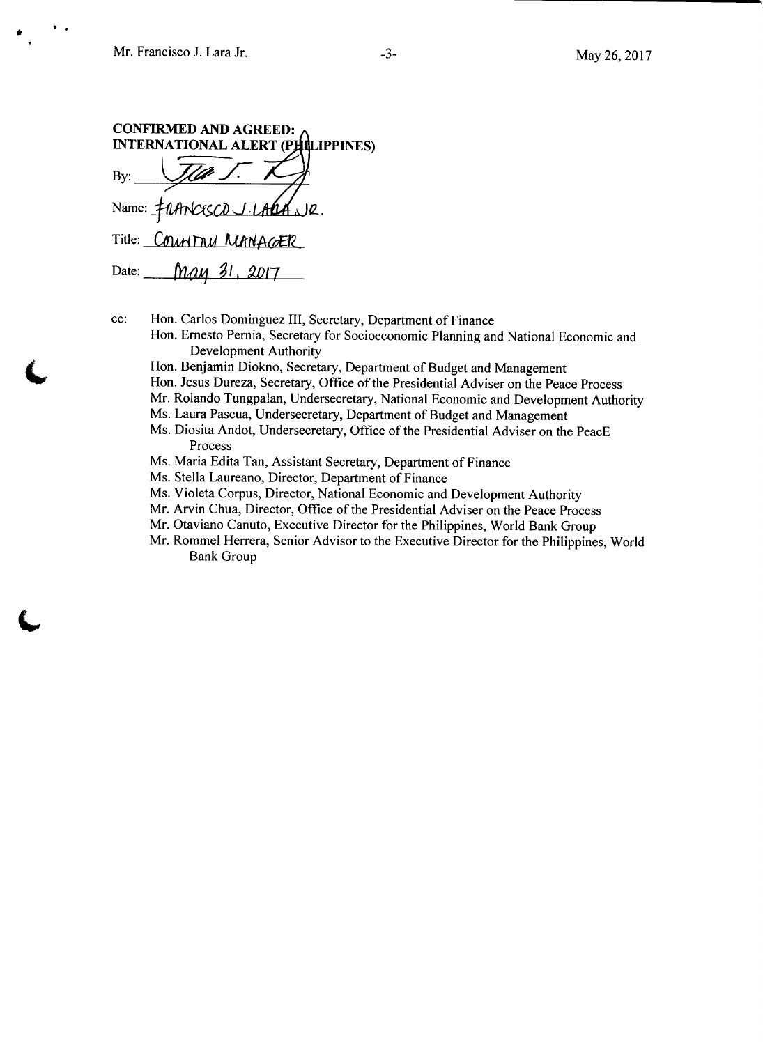**CONFIRMED AND AGREED:**
**INTERNATIONAL ALERT (PHILIPPINES)**

By: _______________

Name: FRANCISCO J. LARA JR.

Title: COUNTRY MANAGER

Date: May 31, 2017

cc: Hon. Carlos Dominguez III, Secretary, Department of Finance
Hon. Ernesto Pernia, Secretary for Socioeconomic Planning and National Economic and Development Authority
Hon. Benjamin Diokno, Secretary, Department of Budget and Management
Hon. Jesus Dureza, Secretary, Office of the Presidential Adviser on the Peace Process
Mr. Rolando Tungpalan, Undersecretary, National Economic and Development Authority
Ms. Laura Pascua, Undersecretary, Department of Budget and Management
Ms. Diosita Andot, Undersecretary, Office of the Presidential Adviser on the PeacE Process
Ms. Maria Edita Tan, Assistant Secretary, Department of Finance
Ms. Stella Laureano, Director, Department of Finance
Ms. Violeta Corpus, Director, National Economic and Development Authority
Mr. Arvin Chua, Director, Office of the Presidential Adviser on the Peace Process
Mr. Otaviano Canuto, Executive Director for the Philippines, World Bank Group
Mr. Rommel Herrera, Senior Advisor to the Executive Director for the Philippines, World Bank Group